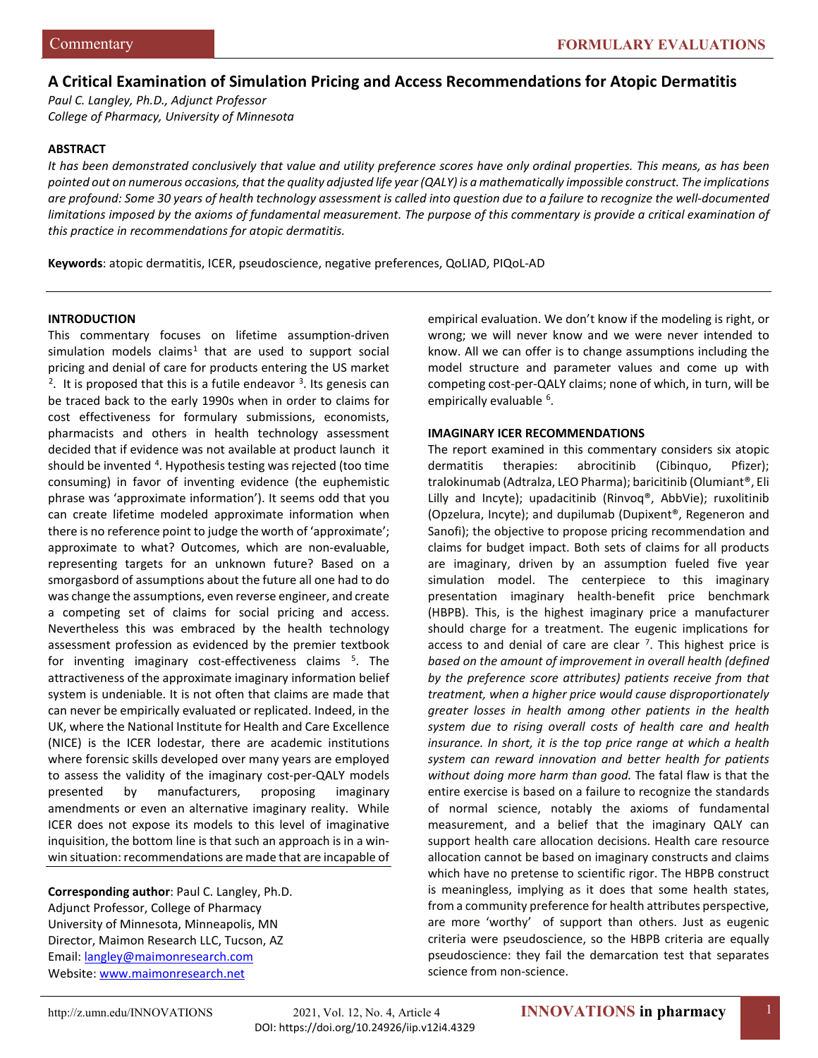Commentary

FORMULARY EVALUATIONS

# A Critical Examination of Simulation Pricing and Access Recommendations for Atopic Dermatitis

*Paul C. Langley, Ph.D., Adjunct Professor*
*College of Pharmacy, University of Minnesota*

## ABSTRACT

*It has been demonstrated conclusively that value and utility preference scores have only ordinal properties. This means, as has been pointed out on numerous occasions, that the quality adjusted life year (QALY) is a mathematically impossible construct. The implications are profound: Some 30 years of health technology assessment is called into question due to a failure to recognize the well-documented limitations imposed by the axioms of fundamental measurement. The purpose of this commentary is provide a critical examination of this practice in recommendations for atopic dermatitis.*

**Keywords**: atopic dermatitis, ICER, pseudoscience, negative preferences, QoLIAD, PIQoL-AD

## INTRODUCTION

This commentary focuses on lifetime assumption-driven simulation models claims[1] that are used to support social pricing and denial of care for products entering the US market [2]. It is proposed that this is a futile endeavor [3]. Its genesis can be traced back to the early 1990s when in order to claims for cost effectiveness for formulary submissions, economists, pharmacists and others in health technology assessment decided that if evidence was not available at product launch it should be invented [4]. Hypothesis testing was rejected (too time consuming) in favor of inventing evidence (the euphemistic phrase was 'approximate information'). It seems odd that you can create lifetime modeled approximate information when there is no reference point to judge the worth of 'approximate'; approximate to what? Outcomes, which are non-evaluable, representing targets for an unknown future? Based on a smorgasbord of assumptions about the future all one had to do was change the assumptions, even reverse engineer, and create a competing set of claims for social pricing and access. Nevertheless this was embraced by the health technology assessment profession as evidenced by the premier textbook for inventing imaginary cost-effectiveness claims [5]. The attractiveness of the approximate imaginary information belief system is undeniable. It is not often that claims are made that can never be empirically evaluated or replicated. Indeed, in the UK, where the National Institute for Health and Care Excellence (NICE) is the ICER lodestar, there are academic institutions where forensic skills developed over many years are employed to assess the validity of the imaginary cost-per-QALY models presented by manufacturers, proposing imaginary amendments or even an alternative imaginary reality. While ICER does not expose its models to this level of imaginative inquisition, the bottom line is that such an approach is in a win-win situation: recommendations are made that are incapable of empirical evaluation. We don't know if the modeling is right, or wrong; we will never know and we were never intended to know. All we can offer is to change assumptions including the model structure and parameter values and come up with competing cost-per-QALY claims; none of which, in turn, will be empirically evaluable [6].

## IMAGINARY ICER RECOMMENDATIONS

The report examined in this commentary considers six atopic dermatitis therapies: abrocitinib (Cibinquo, Pfizer); tralokinumab (Adtralza, LEO Pharma); baricitinib (Olumiant®, Eli Lilly and Incyte); upadacitinib (Rinvoq®, AbbVie); ruxolitinib (Opzelura, Incyte); and dupilumab (Dupixent®, Regeneron and Sanofi); the objective to propose pricing recommendation and claims for budget impact. Both sets of claims for all products are imaginary, driven by an assumption fueled five year simulation model. The centerpiece to this imaginary presentation imaginary health-benefit price benchmark (HBPB). This, is the highest imaginary price a manufacturer should charge for a treatment. The eugenic implications for access to and denial of care are clear [7]. This highest price is *based on the amount of improvement in overall health (defined by the preference score attributes) patients receive from that treatment, when a higher price would cause disproportionately greater losses in health among other patients in the health system due to rising overall costs of health care and health insurance. In short, it is the top price range at which a health system can reward innovation and better health for patients without doing more harm than good.* The fatal flaw is that the entire exercise is based on a failure to recognize the standards of normal science, notably the axioms of fundamental measurement, and a belief that the imaginary QALY can support health care allocation decisions. Health care resource allocation cannot be based on imaginary constructs and claims which have no pretense to scientific rigor. The HBPB construct is meaningless, implying as it does that some health states, from a community preference for health attributes perspective, are more 'worthy' of support than others. Just as eugenic criteria were pseudoscience, so the HBPB criteria are equally pseudoscience: they fail the demarcation test that separates science from non-science.

**Corresponding author**: Paul C. Langley, Ph.D.
Adjunct Professor, College of Pharmacy
University of Minnesota, Minneapolis, MN
Director, Maimon Research LLC, Tucson, AZ
Email: langley@maimonresearch.com
Website: www.maimonresearch.net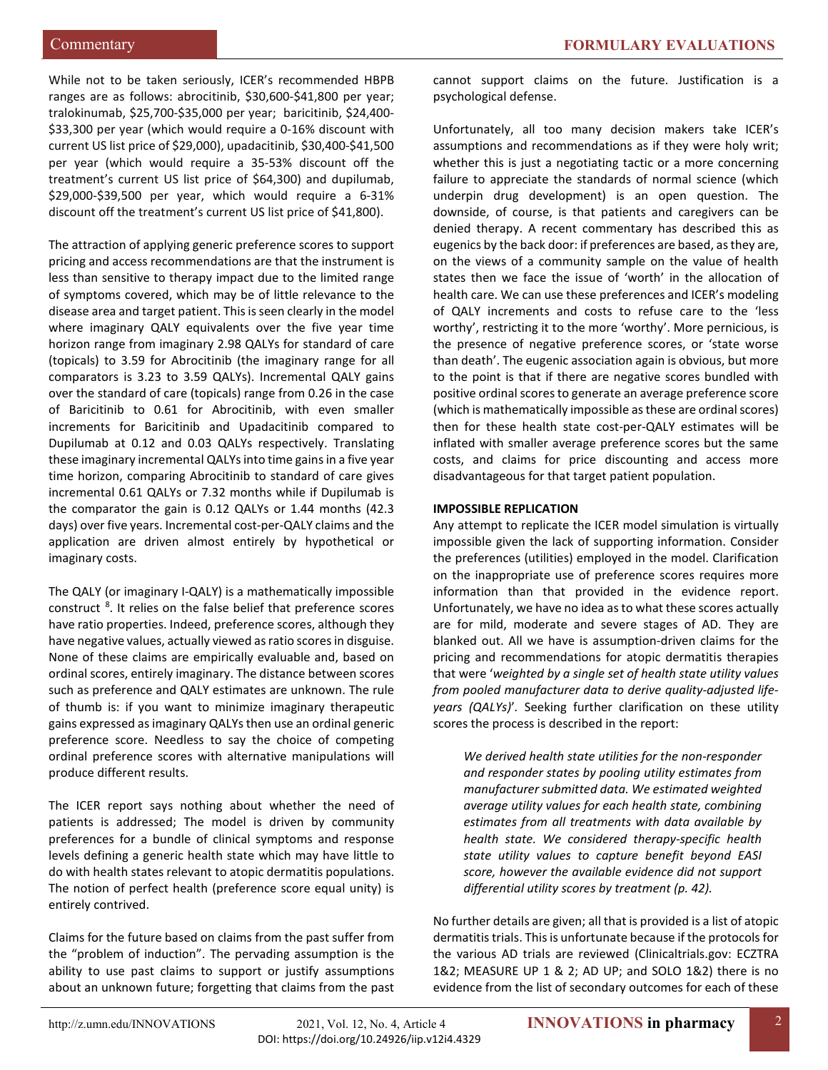While not to be taken seriously, ICER's recommended HBPB ranges are as follows: abrocitinib, $30,600-$41,800 per year; tralokinumab, $25,700-$35,000 per year; baricitinib, $24,400-$33,300 per year (which would require a 0-16% discount with current US list price of $29,000), upadacitinib, $30,400-$41,500 per year (which would require a 35-53% discount off the treatment's current US list price of $64,300) and dupilumab, $29,000-$39,500 per year, which would require a 6-31% discount off the treatment's current US list price of $41,800).

The attraction of applying generic preference scores to support pricing and access recommendations are that the instrument is less than sensitive to therapy impact due to the limited range of symptoms covered, which may be of little relevance to the disease area and target patient. This is seen clearly in the model where imaginary QALY equivalents over the five year time horizon range from imaginary 2.98 QALYs for standard of care (topicals) to 3.59 for Abrocitinib (the imaginary range for all comparators is 3.23 to 3.59 QALYs). Incremental QALY gains over the standard of care (topicals) range from 0.26 in the case of Baricitinib to 0.61 for Abrocitinib, with even smaller increments for Baricitinib and Upadacitinib compared to Dupilumab at 0.12 and 0.03 QALYs respectively. Translating these imaginary incremental QALYs into time gains in a five year time horizon, comparing Abrocitinib to standard of care gives incremental 0.61 QALYs or 7.32 months while if Dupilumab is the comparator the gain is 0.12 QALYs or 1.44 months (42.3 days) over five years. Incremental cost-per-QALY claims and the application are driven almost entirely by hypothetical or imaginary costs.

The QALY (or imaginary I-QALY) is a mathematically impossible construct [8]. It relies on the false belief that preference scores have ratio properties. Indeed, preference scores, although they have negative values, actually viewed as ratio scores in disguise. None of these claims are empirically evaluable and, based on ordinal scores, entirely imaginary. The distance between scores such as preference and QALY estimates are unknown. The rule of thumb is: if you want to minimize imaginary therapeutic gains expressed as imaginary QALYs then use an ordinal generic preference score. Needless to say the choice of competing ordinal preference scores with alternative manipulations will produce different results.

The ICER report says nothing about whether the need of patients is addressed; The model is driven by community preferences for a bundle of clinical symptoms and response levels defining a generic health state which may have little to do with health states relevant to atopic dermatitis populations. The notion of perfect health (preference score equal unity) is entirely contrived.

Claims for the future based on claims from the past suffer from the "problem of induction". The pervading assumption is the ability to use past claims to support or justify assumptions about an unknown future; forgetting that claims from the past cannot support claims on the future. Justification is a psychological defense.

Unfortunately, all too many decision makers take ICER's assumptions and recommendations as if they were holy writ; whether this is just a negotiating tactic or a more concerning failure to appreciate the standards of normal science (which underpin drug development) is an open question. The downside, of course, is that patients and caregivers can be denied therapy. A recent commentary has described this as eugenics by the back door: if preferences are based, as they are, on the views of a community sample on the value of health states then we face the issue of 'worth' in the allocation of health care. We can use these preferences and ICER's modeling of QALY increments and costs to refuse care to the 'less worthy', restricting it to the more 'worthy'. More pernicious, is the presence of negative preference scores, or 'state worse than death'. The eugenic association again is obvious, but more to the point is that if there are negative scores bundled with positive ordinal scores to generate an average preference score (which is mathematically impossible as these are ordinal scores) then for these health state cost-per-QALY estimates will be inflated with smaller average preference scores but the same costs, and claims for price discounting and access more disadvantageous for that target patient population.

**IMPOSSIBLE REPLICATION**

Any attempt to replicate the ICER model simulation is virtually impossible given the lack of supporting information. Consider the preferences (utilities) employed in the model. Clarification on the inappropriate use of preference scores requires more information than that provided in the evidence report. Unfortunately, we have no idea as to what these scores actually are for mild, moderate and severe stages of AD. They are blanked out. All we have is assumption-driven claims for the pricing and recommendations for atopic dermatitis therapies that were '*weighted by a single set of health state utility values from pooled manufacturer data to derive quality-adjusted life-years (QALYs)*'. Seeking further clarification on these utility scores the process is described in the report:

> *We derived health state utilities for the non-responder and responder states by pooling utility estimates from manufacturer submitted data. We estimated weighted average utility values for each health state, combining estimates from all treatments with data available by health state. We considered therapy-specific health state utility values to capture benefit beyond EASI score, however the available evidence did not support differential utility scores by treatment (p. 42).*

No further details are given; all that is provided is a list of atopic dermatitis trials. This is unfortunate because if the protocols for the various AD trials are reviewed (Clinicaltrials.gov: ECZTRA 1&2; MEASURE UP 1 & 2; AD UP; and SOLO 1&2) there is no evidence from the list of secondary outcomes for each of these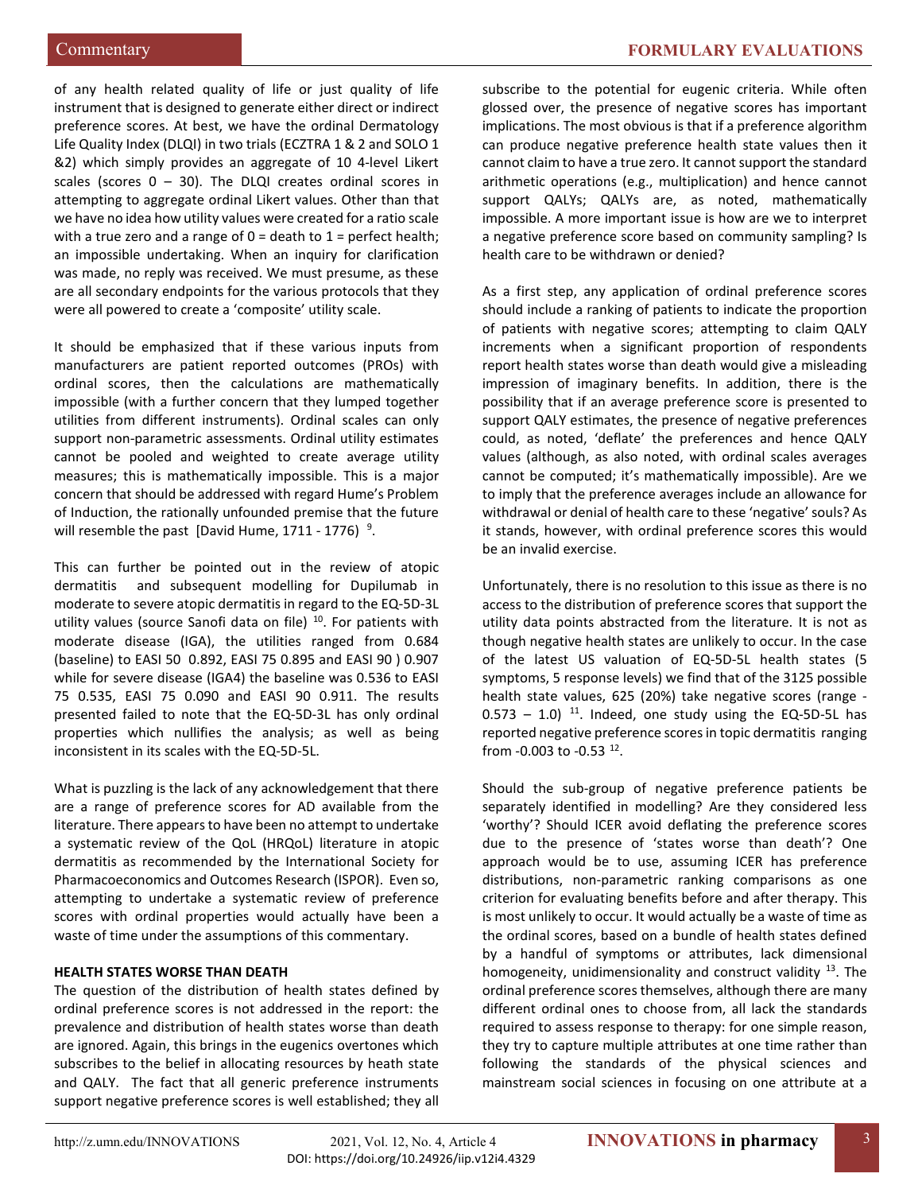of any health related quality of life or just quality of life instrument that is designed to generate either direct or indirect preference scores. At best, we have the ordinal Dermatology Life Quality Index (DLQI) in two trials (ECZTRA 1 & 2 and SOLO 1 &2) which simply provides an aggregate of 10 4-level Likert scales (scores 0 – 30). The DLQI creates ordinal scores in attempting to aggregate ordinal Likert values. Other than that we have no idea how utility values were created for a ratio scale with a true zero and a range of 0 = death to 1 = perfect health; an impossible undertaking. When an inquiry for clarification was made, no reply was received. We must presume, as these are all secondary endpoints for the various protocols that they were all powered to create a 'composite' utility scale.

It should be emphasized that if these various inputs from manufacturers are patient reported outcomes (PROs) with ordinal scores, then the calculations are mathematically impossible (with a further concern that they lumped together utilities from different instruments). Ordinal scales can only support non-parametric assessments. Ordinal utility estimates cannot be pooled and weighted to create average utility measures; this is mathematically impossible. This is a major concern that should be addressed with regard Hume's Problem of Induction, the rationally unfounded premise that the future will resemble the past [David Hume, 1711 - 1776) [9].

This can further be pointed out in the review of atopic dermatitis and subsequent modelling for Dupilumab in moderate to severe atopic dermatitis in regard to the EQ-5D-3L utility values (source Sanofi data on file) [10]. For patients with moderate disease (IGA), the utilities ranged from 0.684 (baseline) to EASI 50 0.892, EASI 75 0.895 and EASI 90 ) 0.907 while for severe disease (IGA4) the baseline was 0.536 to EASI 75 0.535, EASI 75 0.090 and EASI 90 0.911. The results presented failed to note that the EQ-5D-3L has only ordinal properties which nullifies the analysis; as well as being inconsistent in its scales with the EQ-5D-5L.

What is puzzling is the lack of any acknowledgement that there are a range of preference scores for AD available from the literature. There appears to have been no attempt to undertake a systematic review of the QoL (HRQoL) literature in atopic dermatitis as recommended by the International Society for Pharmacoeconomics and Outcomes Research (ISPOR). Even so, attempting to undertake a systematic review of preference scores with ordinal properties would actually have been a waste of time under the assumptions of this commentary.

**HEALTH STATES WORSE THAN DEATH**

The question of the distribution of health states defined by ordinal preference scores is not addressed in the report: the prevalence and distribution of health states worse than death are ignored. Again, this brings in the eugenics overtones which subscribes to the belief in allocating resources by heath state and QALY. The fact that all generic preference instruments support negative preference scores is well established; they all subscribe to the potential for eugenic criteria. While often glossed over, the presence of negative scores has important implications. The most obvious is that if a preference algorithm can produce negative preference health state values then it cannot claim to have a true zero. It cannot support the standard arithmetic operations (e.g., multiplication) and hence cannot support QALYs; QALYs are, as noted, mathematically impossible. A more important issue is how are we to interpret a negative preference score based on community sampling? Is health care to be withdrawn or denied?

As a first step, any application of ordinal preference scores should include a ranking of patients to indicate the proportion of patients with negative scores; attempting to claim QALY increments when a significant proportion of respondents report health states worse than death would give a misleading impression of imaginary benefits. In addition, there is the possibility that if an average preference score is presented to support QALY estimates, the presence of negative preferences could, as noted, 'deflate' the preferences and hence QALY values (although, as also noted, with ordinal scales averages cannot be computed; it's mathematically impossible). Are we to imply that the preference averages include an allowance for withdrawal or denial of health care to these 'negative' souls? As it stands, however, with ordinal preference scores this would be an invalid exercise.

Unfortunately, there is no resolution to this issue as there is no access to the distribution of preference scores that support the utility data points abstracted from the literature. It is not as though negative health states are unlikely to occur. In the case of the latest US valuation of EQ-5D-5L health states (5 symptoms, 5 response levels) we find that of the 3125 possible health state values, 625 (20%) take negative scores (range -0.573 – 1.0) [11]. Indeed, one study using the EQ-5D-5L has reported negative preference scores in topic dermatitis ranging from -0.003 to -0.53 [12].

Should the sub-group of negative preference patients be separately identified in modelling? Are they considered less 'worthy'? Should ICER avoid deflating the preference scores due to the presence of 'states worse than death'? One approach would be to use, assuming ICER has preference distributions, non-parametric ranking comparisons as one criterion for evaluating benefits before and after therapy. This is most unlikely to occur. It would actually be a waste of time as the ordinal scores, based on a bundle of health states defined by a handful of symptoms or attributes, lack dimensional homogeneity, unidimensionality and construct validity [13]. The ordinal preference scores themselves, although there are many different ordinal ones to choose from, all lack the standards required to assess response to therapy: for one simple reason, they try to capture multiple attributes at one time rather than following the standards of the physical sciences and mainstream social sciences in focusing on one attribute at a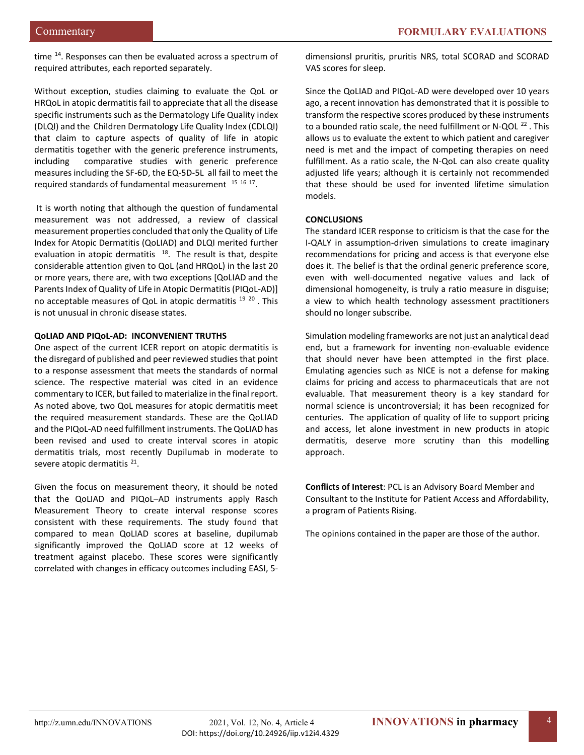time [14]. Responses can then be evaluated across a spectrum of required attributes, each reported separately.

Without exception, studies claiming to evaluate the QoL or HRQoL in atopic dermatitis fail to appreciate that all the disease specific instruments such as the Dermatology Life Quality index (DLQI) and the Children Dermatology Life Quality Index (CDLQI) that claim to capture aspects of quality of life in atopic dermatitis together with the generic preference instruments, including comparative studies with generic preference measures including the SF-6D, the EQ-5D-5L all fail to meet the required standards of fundamental measurement [15 16 17].

It is worth noting that although the question of fundamental measurement was not addressed, a review of classical measurement properties concluded that only the Quality of Life Index for Atopic Dermatitis (QoLIAD) and DLQI merited further evaluation in atopic dermatitis [18]. The result is that, despite considerable attention given to QoL (and HRQoL) in the last 20 or more years, there are, with two exceptions [QoLIAD and the Parents Index of Quality of Life in Atopic Dermatitis (PIQoL-AD)] no acceptable measures of QoL in atopic dermatitis [19 20]. This is not unusual in chronic disease states.

**QoLIAD AND PIQoL-AD: INCONVENIENT TRUTHS**

One aspect of the current ICER report on atopic dermatitis is the disregard of published and peer reviewed studies that point to a response assessment that meets the standards of normal science. The respective material was cited in an evidence commentary to ICER, but failed to materialize in the final report. As noted above, two QoL measures for atopic dermatitis meet the required measurement standards. These are the QoLIAD and the PIQoL-AD need fulfillment instruments. The QoLIAD has been revised and used to create interval scores in atopic dermatitis trials, most recently Dupilumab in moderate to severe atopic dermatitis [21].

Given the focus on measurement theory, it should be noted that the QoLIAD and PIQoL–AD instruments apply Rasch Measurement Theory to create interval response scores consistent with these requirements. The study found that compared to mean QoLIAD scores at baseline, dupilumab significantly improved the QoLIAD score at 12 weeks of treatment against placebo. These scores were significantly correlated with changes in efficacy outcomes including EASI, 5-dimensionsl pruritis, pruritis NRS, total SCORAD and SCORAD VAS scores for sleep.

Since the QoLIAD and PIQoL-AD were developed over 10 years ago, a recent innovation has demonstrated that it is possible to transform the respective scores produced by these instruments to a bounded ratio scale, the need fulfillment or N-QOL [22]. This allows us to evaluate the extent to which patient and caregiver need is met and the impact of competing therapies on need fulfillment. As a ratio scale, the N-QoL can also create quality adjusted life years; although it is certainly not recommended that these should be used for invented lifetime simulation models.

**CONCLUSIONS**

The standard ICER response to criticism is that the case for the I-QALY in assumption-driven simulations to create imaginary recommendations for pricing and access is that everyone else does it. The belief is that the ordinal generic preference score, even with well-documented negative values and lack of dimensional homogeneity, is truly a ratio measure in disguise; a view to which health technology assessment practitioners should no longer subscribe.

Simulation modeling frameworks are not just an analytical dead end, but a framework for inventing non-evaluable evidence that should never have been attempted in the first place. Emulating agencies such as NICE is not a defense for making claims for pricing and access to pharmaceuticals that are not evaluable. That measurement theory is a key standard for normal science is uncontroversial; it has been recognized for centuries. The application of quality of life to support pricing and access, let alone investment in new products in atopic dermatitis, deserve more scrutiny than this modelling approach.

**Conflicts of Interest**: PCL is an Advisory Board Member and Consultant to the Institute for Patient Access and Affordability, a program of Patients Rising.

The opinions contained in the paper are those of the author.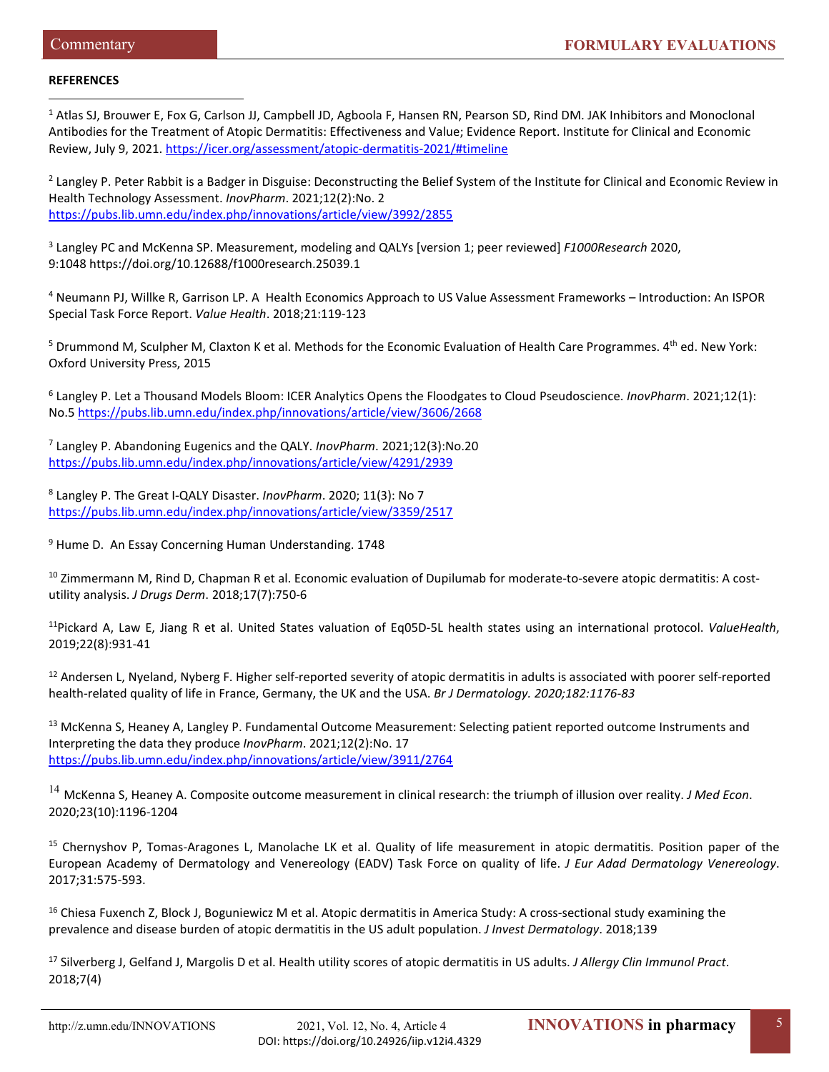**REFERENCES**

[1] Atlas SJ, Brouwer E, Fox G, Carlson JJ, Campbell JD, Agboola F, Hansen RN, Pearson SD, Rind DM. JAK Inhibitors and Monoclonal Antibodies for the Treatment of Atopic Dermatitis: Effectiveness and Value; Evidence Report. Institute for Clinical and Economic Review, July 9, 2021. https://icer.org/assessment/atopic-dermatitis-2021/#timeline

[2] Langley P. Peter Rabbit is a Badger in Disguise: Deconstructing the Belief System of the Institute for Clinical and Economic Review in Health Technology Assessment. *InovPharm*. 2021;12(2):No. 2 https://pubs.lib.umn.edu/index.php/innovations/article/view/3992/2855

[3] Langley PC and McKenna SP. Measurement, modeling and QALYs [version 1; peer reviewed] *F1000Research* 2020, 9:1048 https://doi.org/10.12688/f1000research.25039.1

[4] Neumann PJ, Willke R, Garrison LP. A Health Economics Approach to US Value Assessment Frameworks – Introduction: An ISPOR Special Task Force Report. *Value Health*. 2018;21:119-123

[5] Drummond M, Sculpher M, Claxton K et al. Methods for the Economic Evaluation of Health Care Programmes. 4th ed. New York: Oxford University Press, 2015

[6] Langley P. Let a Thousand Models Bloom: ICER Analytics Opens the Floodgates to Cloud Pseudoscience. *InovPharm*. 2021;12(1): No.5 https://pubs.lib.umn.edu/index.php/innovations/article/view/3606/2668

[7] Langley P. Abandoning Eugenics and the QALY. *InovPharm*. 2021;12(3):No.20 https://pubs.lib.umn.edu/index.php/innovations/article/view/4291/2939

[8] Langley P. The Great I-QALY Disaster. *InovPharm*. 2020; 11(3): No 7 https://pubs.lib.umn.edu/index.php/innovations/article/view/3359/2517

[9] Hume D. An Essay Concerning Human Understanding. 1748

[10] Zimmermann M, Rind D, Chapman R et al. Economic evaluation of Dupilumab for moderate-to-severe atopic dermatitis: A cost-utility analysis. *J Drugs Derm*. 2018;17(7):750-6

[11] Pickard A, Law E, Jiang R et al. United States valuation of Eq05D-5L health states using an international protocol. *ValueHealth*, 2019;22(8):931-41

[12] Andersen L, Nyeland, Nyberg F. Higher self-reported severity of atopic dermatitis in adults is associated with poorer self-reported health-related quality of life in France, Germany, the UK and the USA. *Br J Dermatology. 2020;182:1176-83*

[13] McKenna S, Heaney A, Langley P. Fundamental Outcome Measurement: Selecting patient reported outcome Instruments and Interpreting the data they produce *InovPharm*. 2021;12(2):No. 17 https://pubs.lib.umn.edu/index.php/innovations/article/view/3911/2764

[14] McKenna S, Heaney A. Composite outcome measurement in clinical research: the triumph of illusion over reality. *J Med Econ*. 2020;23(10):1196-1204

[15] Chernyshov P, Tomas-Aragones L, Manolache LK et al. Quality of life measurement in atopic dermatitis. Position paper of the European Academy of Dermatology and Venereology (EADV) Task Force on quality of life. *J Eur Adad Dermatology Venereology*. 2017;31:575-593.

[16] Chiesa Fuxench Z, Block J, Boguniewicz M et al. Atopic dermatitis in America Study: A cross-sectional study examining the prevalence and disease burden of atopic dermatitis in the US adult population. *J Invest Dermatology*. 2018;139

[17] Silverberg J, Gelfand J, Margolis D et al. Health utility scores of atopic dermatitis in US adults. *J Allergy Clin Immunol Pract*. 2018;7(4)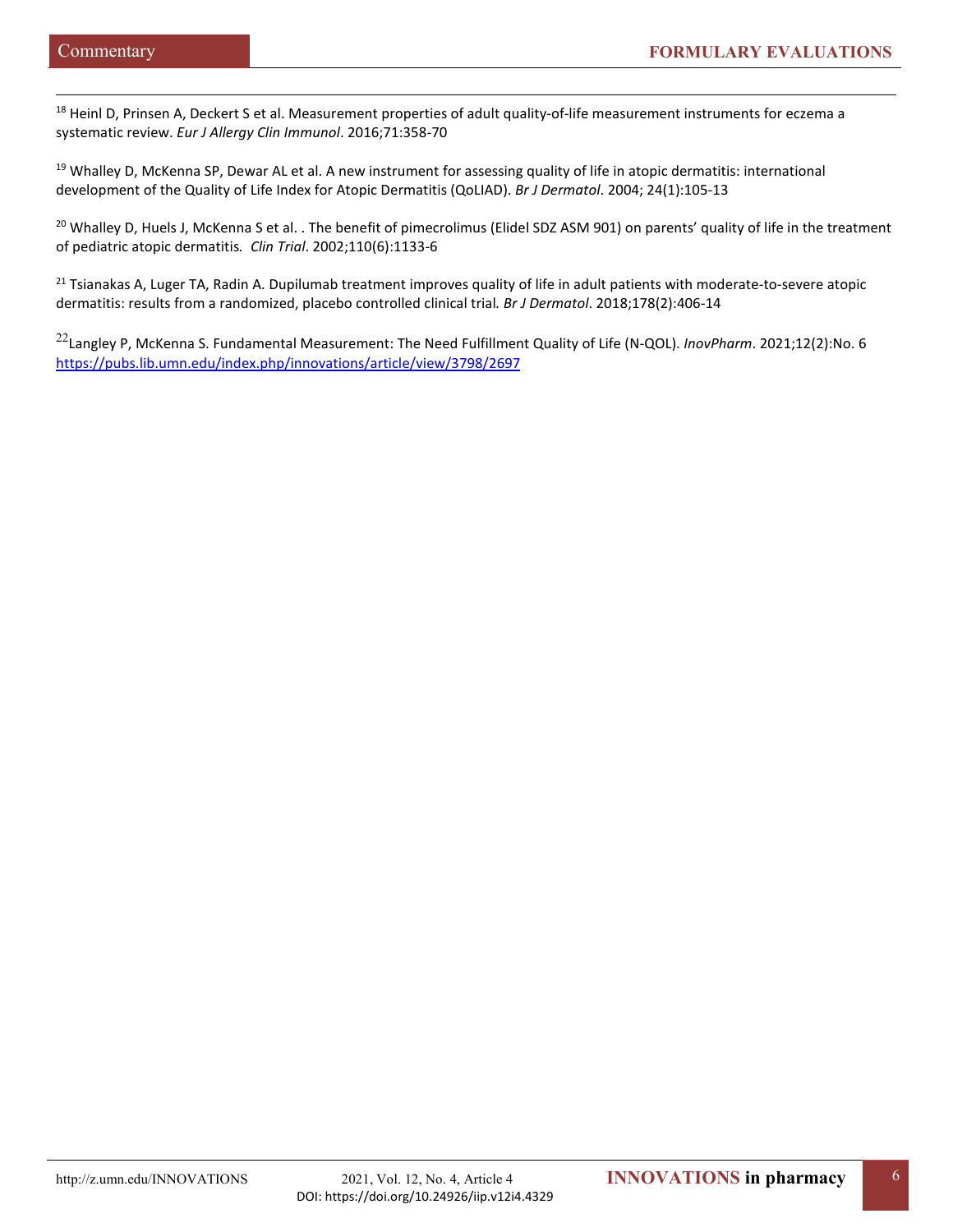[18] Heinl D, Prinsen A, Deckert S et al. Measurement properties of adult quality-of-life measurement instruments for eczema a systematic review. *Eur J Allergy Clin Immunol*. 2016;71:358-70

[19] Whalley D, McKenna SP, Dewar AL et al. A new instrument for assessing quality of life in atopic dermatitis: international development of the Quality of Life Index for Atopic Dermatitis (QoLIAD). *Br J Dermatol*. 2004; 24(1):105-13

[20] Whalley D, Huels J, McKenna S et al. . The benefit of pimecrolimus (Elidel SDZ ASM 901) on parents' quality of life in the treatment of pediatric atopic dermatitis*. Clin Trial*. 2002;110(6):1133-6

[21] Tsianakas A, Luger TA, Radin A. Dupilumab treatment improves quality of life in adult patients with moderate-to-severe atopic dermatitis: results from a randomized, placebo controlled clinical trial*. Br J Dermatol*. 2018;178(2):406-14

[22] Langley P, McKenna S. Fundamental Measurement: The Need Fulfillment Quality of Life (N-QOL). *InovPharm*. 2021;12(2):No. 6 https://pubs.lib.umn.edu/index.php/innovations/article/view/3798/2697